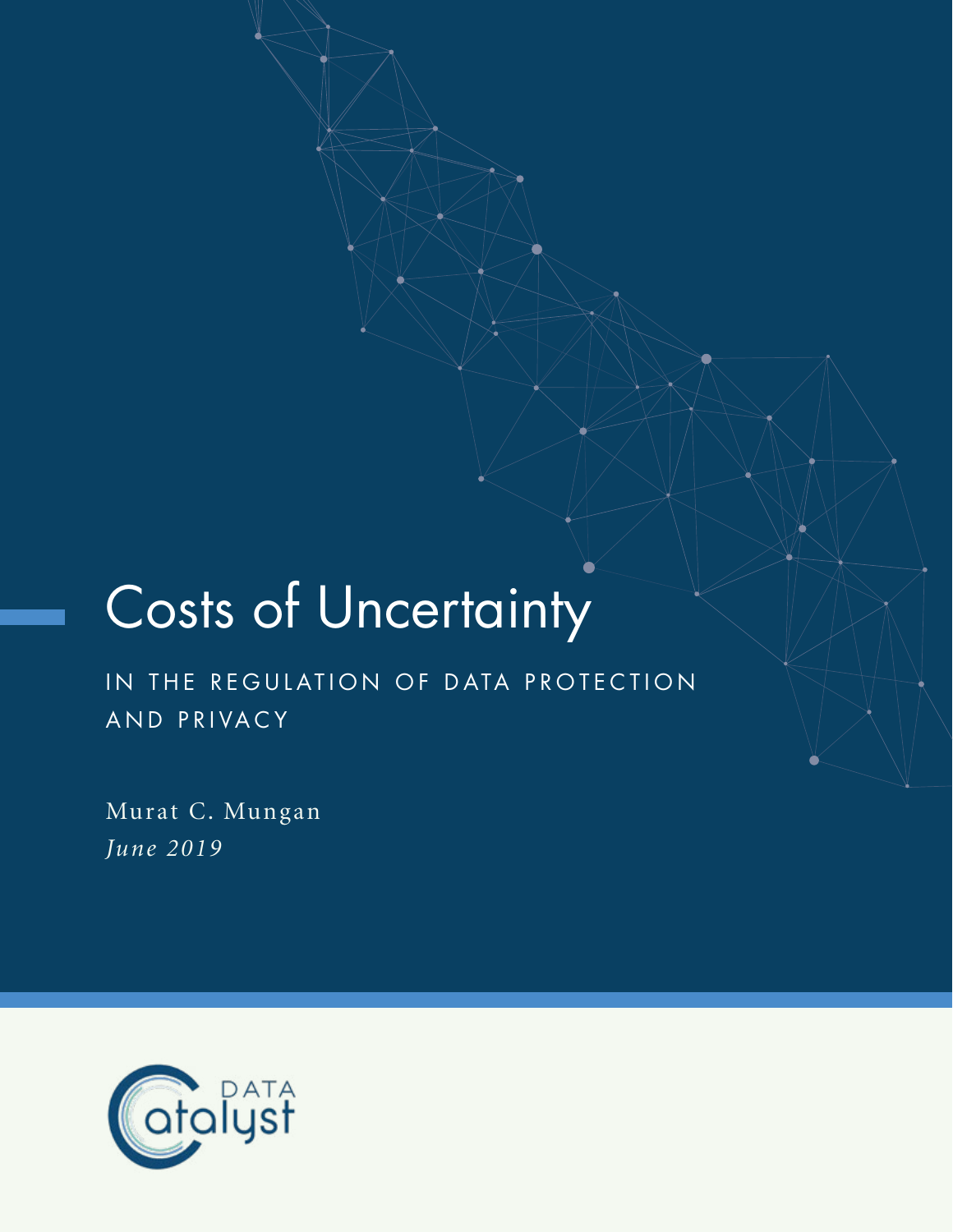# Costs of Uncertainty

## IN THE REGULATION OF DATA PROTECTION AND PRIVACY

Murat C. Mungan

*June 2019*

DATA Catalyst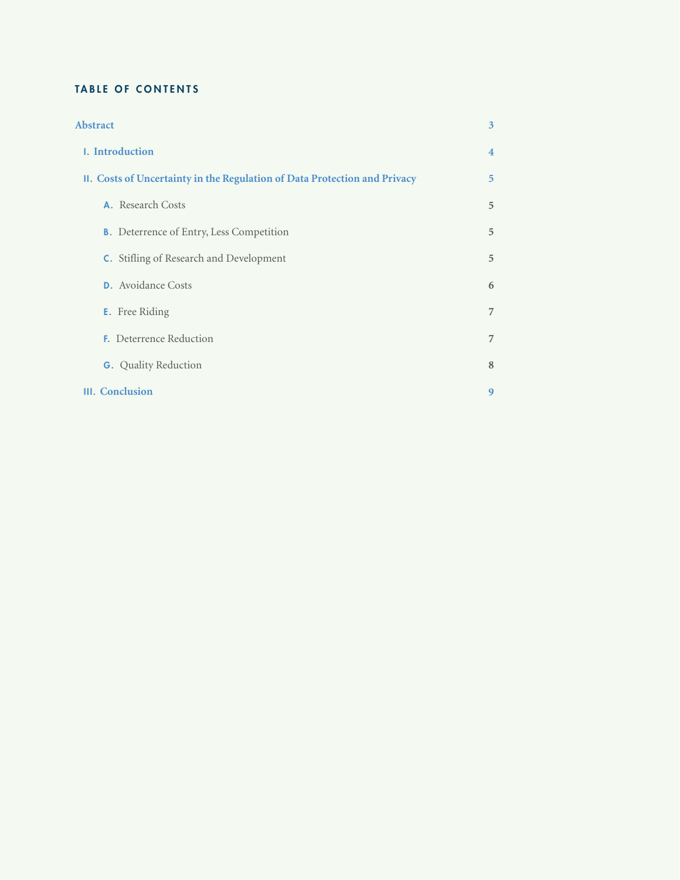## TABLE OF CONTENTS

| | |
|---|---|
| **Abstract** | **3** |
| **I. Introduction** | **4** |
| **II. Costs of Uncertainty in the Regulation of Data Protection and Privacy** | **5** |
| A. Research Costs | 5 |
| B. Deterrence of Entry, Less Competition | 5 |
| C. Stifling of Research and Development | 5 |
| D. Avoidance Costs | 6 |
| E. Free Riding | 7 |
| F. Deterrence Reduction | 7 |
| G. Quality Reduction | 8 |
| **III. Conclusion** | **9** |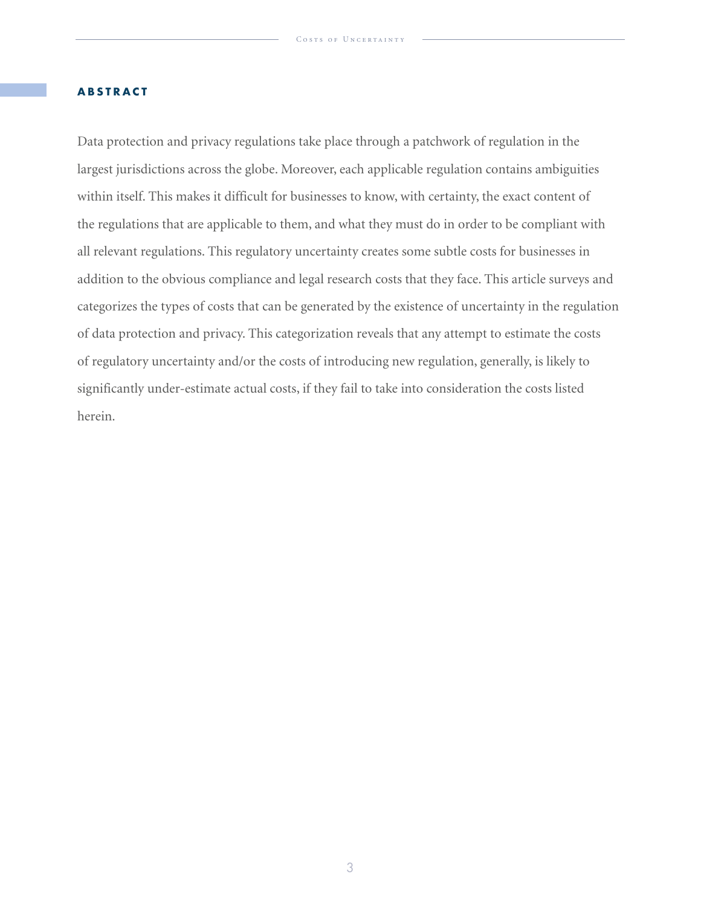## ABSTRACT

Data protection and privacy regulations take place through a patchwork of regulation in the largest jurisdictions across the globe. Moreover, each applicable regulation contains ambiguities within itself. This makes it difficult for businesses to know, with certainty, the exact content of the regulations that are applicable to them, and what they must do in order to be compliant with all relevant regulations. This regulatory uncertainty creates some subtle costs for businesses in addition to the obvious compliance and legal research costs that they face. This article surveys and categorizes the types of costs that can be generated by the existence of uncertainty in the regulation of data protection and privacy. This categorization reveals that any attempt to estimate the costs of regulatory uncertainty and/or the costs of introducing new regulation, generally, is likely to significantly under-estimate actual costs, if they fail to take into consideration the costs listed herein.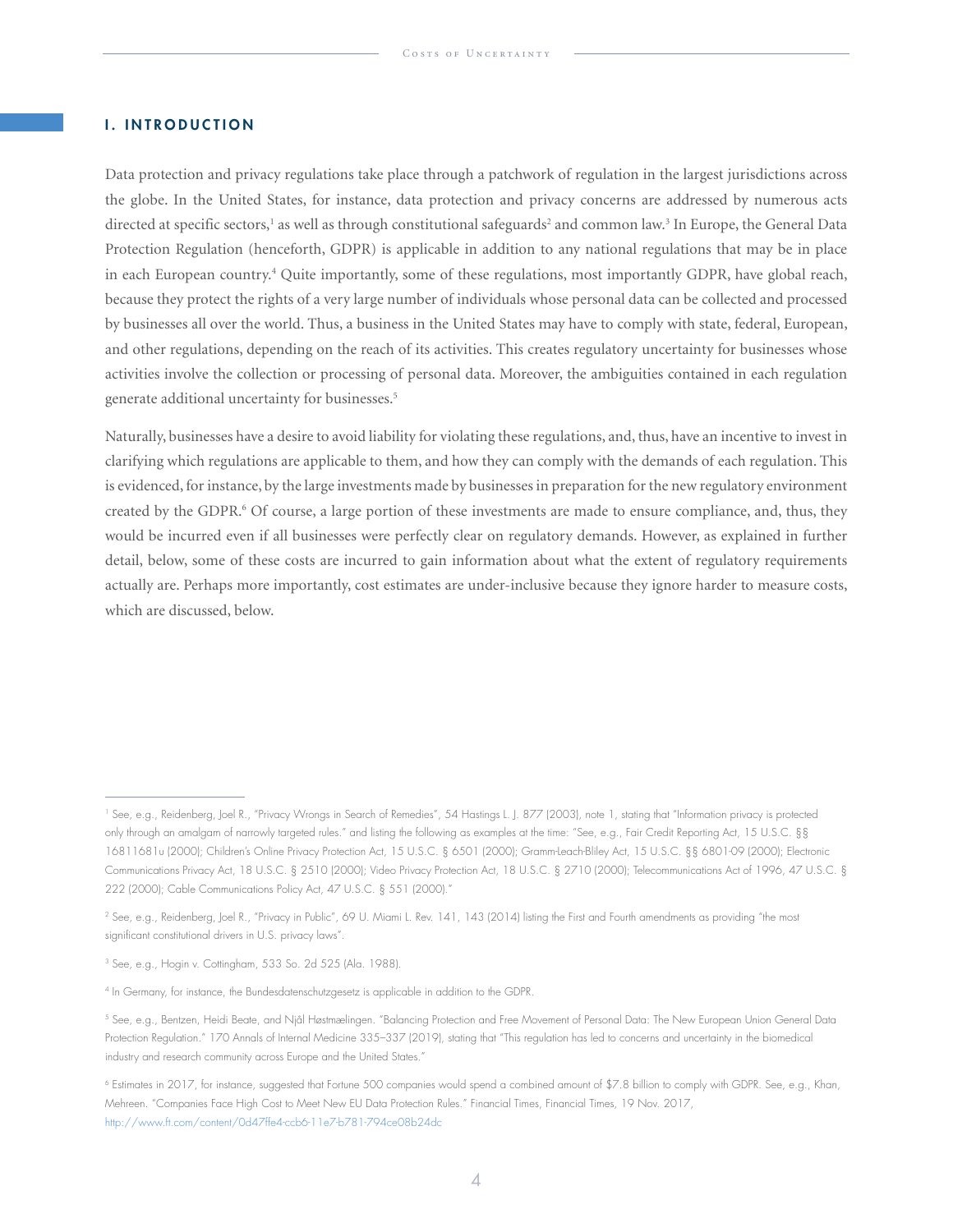## I. INTRODUCTION

Data protection and privacy regulations take place through a patchwork of regulation in the largest jurisdictions across the globe. In the United States, for instance, data protection and privacy concerns are addressed by numerous acts directed at specific sectors,[1] as well as through constitutional safeguards[2] and common law.[3] In Europe, the General Data Protection Regulation (henceforth, GDPR) is applicable in addition to any national regulations that may be in place in each European country.[4] Quite importantly, some of these regulations, most importantly GDPR, have global reach, because they protect the rights of a very large number of individuals whose personal data can be collected and processed by businesses all over the world. Thus, a business in the United States may have to comply with state, federal, European, and other regulations, depending on the reach of its activities. This creates regulatory uncertainty for businesses whose activities involve the collection or processing of personal data. Moreover, the ambiguities contained in each regulation generate additional uncertainty for businesses.[5]

Naturally, businesses have a desire to avoid liability for violating these regulations, and, thus, have an incentive to invest in clarifying which regulations are applicable to them, and how they can comply with the demands of each regulation. This is evidenced, for instance, by the large investments made by businesses in preparation for the new regulatory environment created by the GDPR.[6] Of course, a large portion of these investments are made to ensure compliance, and, thus, they would be incurred even if all businesses were perfectly clear on regulatory demands. However, as explained in further detail, below, some of these costs are incurred to gain information about what the extent of regulatory requirements actually are. Perhaps more importantly, cost estimates are under-inclusive because they ignore harder to measure costs, which are discussed, below.

---

[1] See, e.g., Reidenberg, Joel R., "Privacy Wrongs in Search of Remedies", 54 Hastings L. J. 877 (2003), note 1, stating that "Information privacy is protected only through an amalgam of narrowly targeted rules." and listing the following as examples at the time: "See, e.g., Fair Credit Reporting Act, 15 U.S.C. §§ 16811681u (2000); Children's Online Privacy Protection Act, 15 U.S.C. § 6501 (2000); Gramm-Leach-Bliley Act, 15 U.S.C. §§ 6801-09 (2000); Electronic Communications Privacy Act, 18 U.S.C. § 2510 (2000); Video Privacy Protection Act, 18 U.S.C. § 2710 (2000); Telecommunications Act of 1996, 47 U.S.C. § 222 (2000); Cable Communications Policy Act, 47 U.S.C. § 551 (2000)."

[2] See, e.g., Reidenberg, Joel R., "Privacy in Public", 69 U. Miami L. Rev. 141, 143 (2014) listing the First and Fourth amendments as providing "the most significant constitutional drivers in U.S. privacy laws".

[3] See, e.g., Hogin v. Cottingham, 533 So. 2d 525 (Ala. 1988).

[4] In Germany, for instance, the Bundesdatenschutzgesetz is applicable in addition to the GDPR.

[5] See, e.g., Bentzen, Heidi Beate, and Njål Høstmælingen. "Balancing Protection and Free Movement of Personal Data: The New European Union General Data Protection Regulation." 170 Annals of Internal Medicine 335–337 (2019), stating that "This regulation has led to concerns and uncertainty in the biomedical industry and research community across Europe and the United States."

[6] Estimates in 2017, for instance, suggested that Fortune 500 companies would spend a combined amount of $7.8 billion to comply with GDPR. See, e.g., Khan, Mehreen. "Companies Face High Cost to Meet New EU Data Protection Rules." Financial Times, Financial Times, 19 Nov. 2017, http://www.ft.com/content/0d47ffe4-ccb6-11e7-b781-794ce08b24dc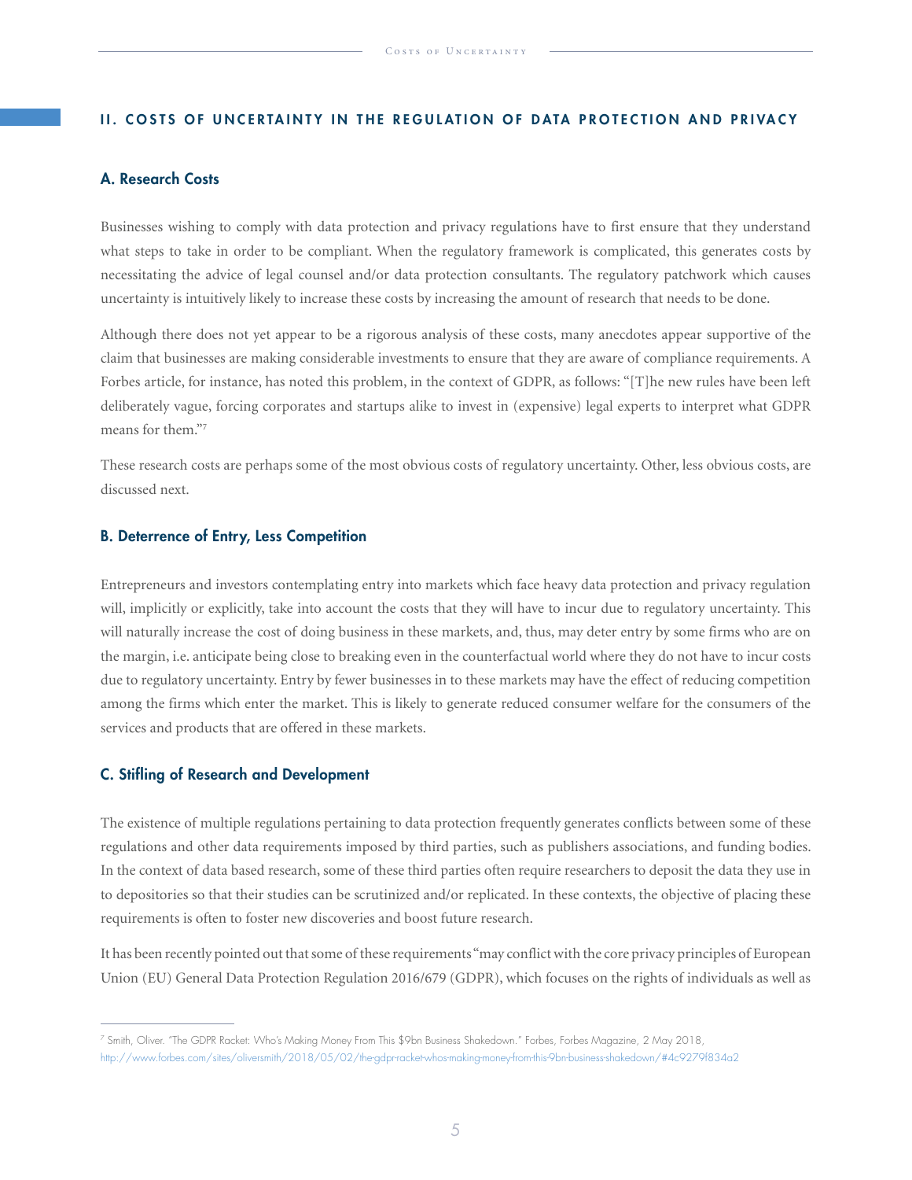## II. COSTS OF UNCERTAINTY IN THE REGULATION OF DATA PROTECTION AND PRIVACY

### A. Research Costs

Businesses wishing to comply with data protection and privacy regulations have to first ensure that they understand what steps to take in order to be compliant. When the regulatory framework is complicated, this generates costs by necessitating the advice of legal counsel and/or data protection consultants. The regulatory patchwork which causes uncertainty is intuitively likely to increase these costs by increasing the amount of research that needs to be done.

Although there does not yet appear to be a rigorous analysis of these costs, many anecdotes appear supportive of the claim that businesses are making considerable investments to ensure that they are aware of compliance requirements. A Forbes article, for instance, has noted this problem, in the context of GDPR, as follows: "[T]he new rules have been left deliberately vague, forcing corporates and startups alike to invest in (expensive) legal experts to interpret what GDPR means for them."[7]

These research costs are perhaps some of the most obvious costs of regulatory uncertainty. Other, less obvious costs, are discussed next.

### B. Deterrence of Entry, Less Competition

Entrepreneurs and investors contemplating entry into markets which face heavy data protection and privacy regulation will, implicitly or explicitly, take into account the costs that they will have to incur due to regulatory uncertainty. This will naturally increase the cost of doing business in these markets, and, thus, may deter entry by some firms who are on the margin, i.e. anticipate being close to breaking even in the counterfactual world where they do not have to incur costs due to regulatory uncertainty. Entry by fewer businesses in to these markets may have the effect of reducing competition among the firms which enter the market. This is likely to generate reduced consumer welfare for the consumers of the services and products that are offered in these markets.

### C. Stifling of Research and Development

The existence of multiple regulations pertaining to data protection frequently generates conflicts between some of these regulations and other data requirements imposed by third parties, such as publishers associations, and funding bodies. In the context of data based research, some of these third parties often require researchers to deposit the data they use in to depositories so that their studies can be scrutinized and/or replicated. In these contexts, the objective of placing these requirements is often to foster new discoveries and boost future research.

It has been recently pointed out that some of these requirements "may conflict with the core privacy principles of European Union (EU) General Data Protection Regulation 2016/679 (GDPR), which focuses on the rights of individuals as well as

---

[7] Smith, Oliver. "The GDPR Racket: Who's Making Money From This $9bn Business Shakedown." Forbes, Forbes Magazine, 2 May 2018, http://www.forbes.com/sites/oliversmith/2018/05/02/the-gdpr-racket-whos-making-money-from-this-9bn-business-shakedown/#4c9279f834a2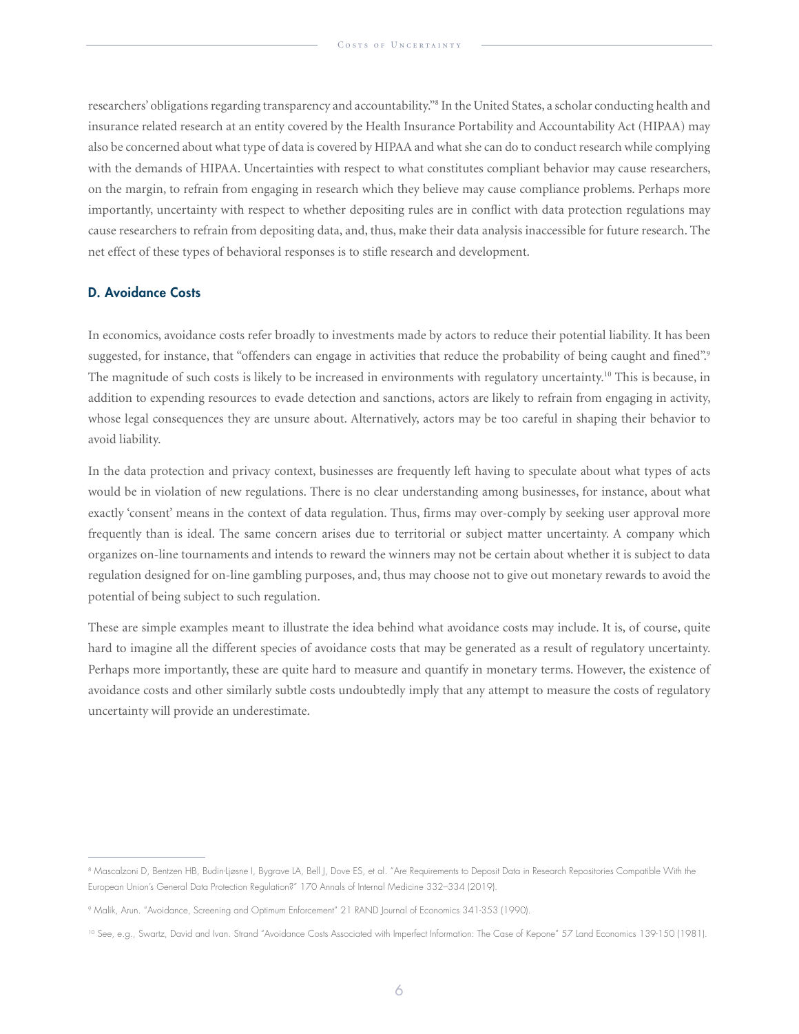researchers' obligations regarding transparency and accountability."[8] In the United States, a scholar conducting health and insurance related research at an entity covered by the Health Insurance Portability and Accountability Act (HIPAA) may also be concerned about what type of data is covered by HIPAA and what she can do to conduct research while complying with the demands of HIPAA. Uncertainties with respect to what constitutes compliant behavior may cause researchers, on the margin, to refrain from engaging in research which they believe may cause compliance problems. Perhaps more importantly, uncertainty with respect to whether depositing rules are in conflict with data protection regulations may cause researchers to refrain from depositing data, and, thus, make their data analysis inaccessible for future research. The net effect of these types of behavioral responses is to stifle research and development.

### D. Avoidance Costs

In economics, avoidance costs refer broadly to investments made by actors to reduce their potential liability. It has been suggested, for instance, that "offenders can engage in activities that reduce the probability of being caught and fined".[9] The magnitude of such costs is likely to be increased in environments with regulatory uncertainty.[10] This is because, in addition to expending resources to evade detection and sanctions, actors are likely to refrain from engaging in activity, whose legal consequences they are unsure about. Alternatively, actors may be too careful in shaping their behavior to avoid liability.

In the data protection and privacy context, businesses are frequently left having to speculate about what types of acts would be in violation of new regulations. There is no clear understanding among businesses, for instance, about what exactly 'consent' means in the context of data regulation. Thus, firms may over-comply by seeking user approval more frequently than is ideal. The same concern arises due to territorial or subject matter uncertainty. A company which organizes on-line tournaments and intends to reward the winners may not be certain about whether it is subject to data regulation designed for on-line gambling purposes, and, thus may choose not to give out monetary rewards to avoid the potential of being subject to such regulation.

These are simple examples meant to illustrate the idea behind what avoidance costs may include. It is, of course, quite hard to imagine all the different species of avoidance costs that may be generated as a result of regulatory uncertainty. Perhaps more importantly, these are quite hard to measure and quantify in monetary terms. However, the existence of avoidance costs and other similarly subtle costs undoubtedly imply that any attempt to measure the costs of regulatory uncertainty will provide an underestimate.

---

[8] Mascalzoni D, Bentzen HB, Budin-Ljøsne I, Bygrave LA, Bell J, Dove ES, et al. "Are Requirements to Deposit Data in Research Repositories Compatible With the European Union's General Data Protection Regulation?" 170 Annals of Internal Medicine 332–334 (2019).

[9] Malik, Arun. "Avoidance, Screening and Optimum Enforcement" 21 RAND Journal of Economics 341-353 (1990).

[10] See, e.g., Swartz, David and Ivan. Strand "Avoidance Costs Associated with Imperfect Information: The Case of Kepone" 57 Land Economics 139-150 (1981).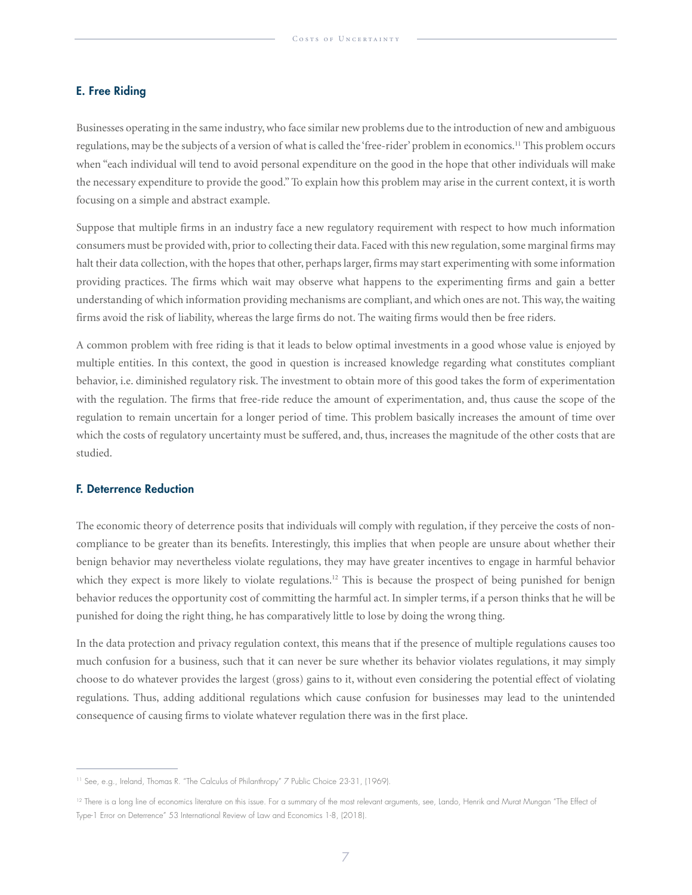## E. Free Riding

Businesses operating in the same industry, who face similar new problems due to the introduction of new and ambiguous regulations, may be the subjects of a version of what is called the 'free-rider' problem in economics.[11] This problem occurs when "each individual will tend to avoid personal expenditure on the good in the hope that other individuals will make the necessary expenditure to provide the good." To explain how this problem may arise in the current context, it is worth focusing on a simple and abstract example.

Suppose that multiple firms in an industry face a new regulatory requirement with respect to how much information consumers must be provided with, prior to collecting their data. Faced with this new regulation, some marginal firms may halt their data collection, with the hopes that other, perhaps larger, firms may start experimenting with some information providing practices. The firms which wait may observe what happens to the experimenting firms and gain a better understanding of which information providing mechanisms are compliant, and which ones are not. This way, the waiting firms avoid the risk of liability, whereas the large firms do not. The waiting firms would then be free riders.

A common problem with free riding is that it leads to below optimal investments in a good whose value is enjoyed by multiple entities. In this context, the good in question is increased knowledge regarding what constitutes compliant behavior, i.e. diminished regulatory risk. The investment to obtain more of this good takes the form of experimentation with the regulation. The firms that free-ride reduce the amount of experimentation, and, thus cause the scope of the regulation to remain uncertain for a longer period of time. This problem basically increases the amount of time over which the costs of regulatory uncertainty must be suffered, and, thus, increases the magnitude of the other costs that are studied.

## F. Deterrence Reduction

The economic theory of deterrence posits that individuals will comply with regulation, if they perceive the costs of non-compliance to be greater than its benefits. Interestingly, this implies that when people are unsure about whether their benign behavior may nevertheless violate regulations, they may have greater incentives to engage in harmful behavior which they expect is more likely to violate regulations.[12] This is because the prospect of being punished for benign behavior reduces the opportunity cost of committing the harmful act. In simpler terms, if a person thinks that he will be punished for doing the right thing, he has comparatively little to lose by doing the wrong thing.

In the data protection and privacy regulation context, this means that if the presence of multiple regulations causes too much confusion for a business, such that it can never be sure whether its behavior violates regulations, it may simply choose to do whatever provides the largest (gross) gains to it, without even considering the potential effect of violating regulations. Thus, adding additional regulations which cause confusion for businesses may lead to the unintended consequence of causing firms to violate whatever regulation there was in the first place.

---

[11] See, e.g., Ireland, Thomas R. "The Calculus of Philanthropy" 7 Public Choice 23-31, (1969).

[12] There is a long line of economics literature on this issue. For a summary of the most relevant arguments, see, Lando, Henrik and Murat Mungan "The Effect of Type-1 Error on Deterrence" 53 International Review of Law and Economics 1-8, (2018).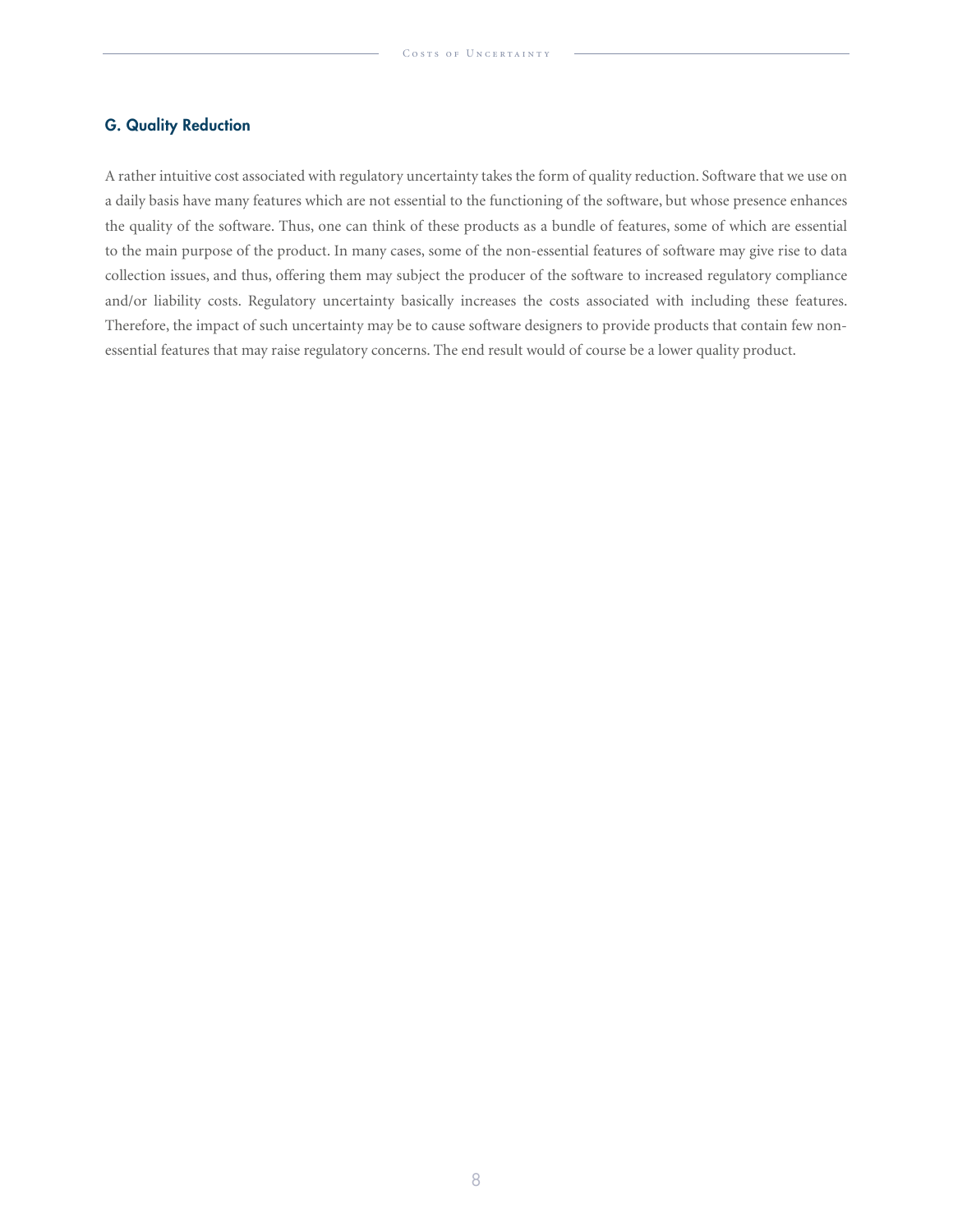### G. Quality Reduction

A rather intuitive cost associated with regulatory uncertainty takes the form of quality reduction. Software that we use on a daily basis have many features which are not essential to the functioning of the software, but whose presence enhances the quality of the software. Thus, one can think of these products as a bundle of features, some of which are essential to the main purpose of the product. In many cases, some of the non-essential features of software may give rise to data collection issues, and thus, offering them may subject the producer of the software to increased regulatory compliance and/or liability costs. Regulatory uncertainty basically increases the costs associated with including these features. Therefore, the impact of such uncertainty may be to cause software designers to provide products that contain few non-essential features that may raise regulatory concerns. The end result would of course be a lower quality product.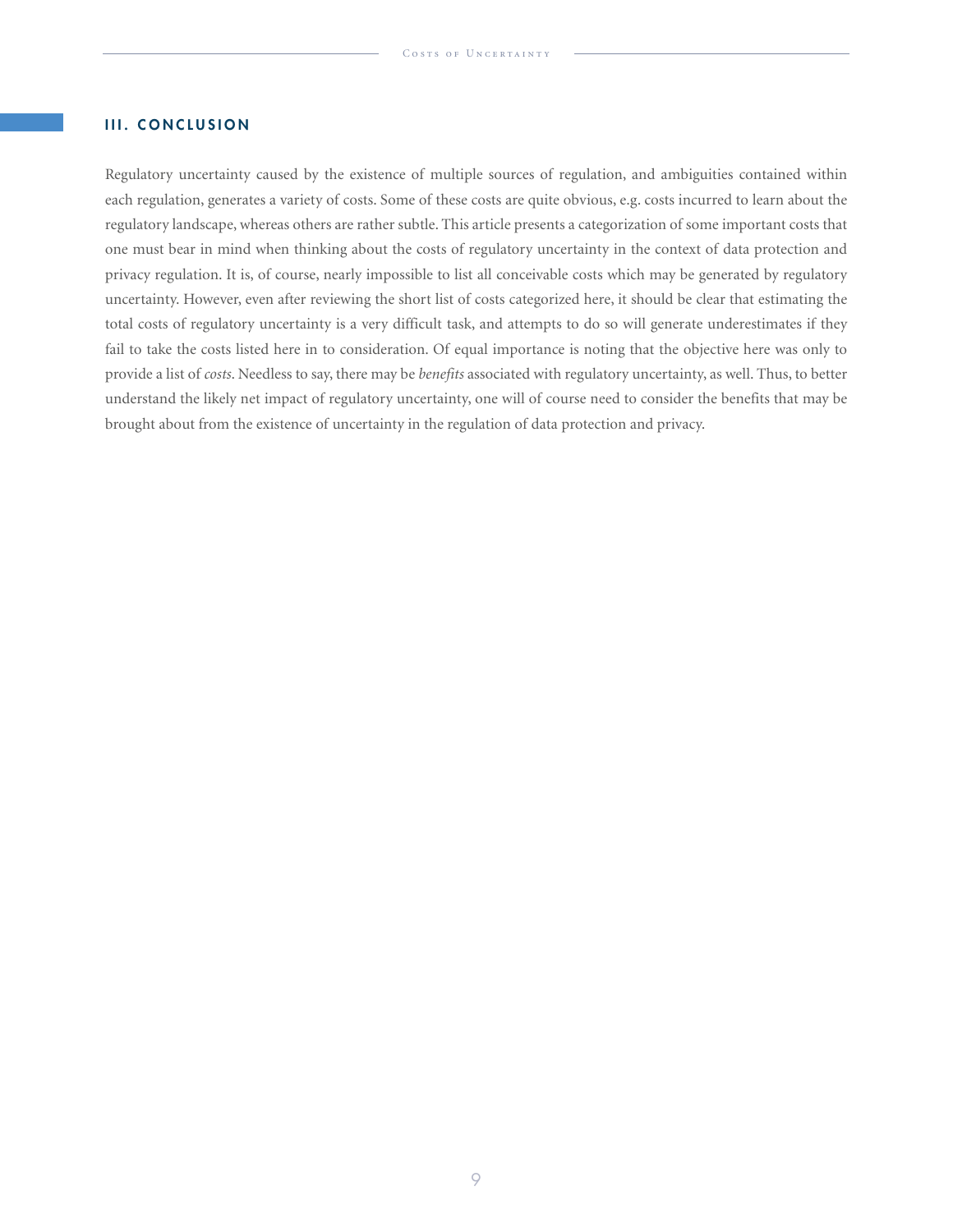## III. CONCLUSION

Regulatory uncertainty caused by the existence of multiple sources of regulation, and ambiguities contained within each regulation, generates a variety of costs. Some of these costs are quite obvious, e.g. costs incurred to learn about the regulatory landscape, whereas others are rather subtle. This article presents a categorization of some important costs that one must bear in mind when thinking about the costs of regulatory uncertainty in the context of data protection and privacy regulation. It is, of course, nearly impossible to list all conceivable costs which may be generated by regulatory uncertainty. However, even after reviewing the short list of costs categorized here, it should be clear that estimating the total costs of regulatory uncertainty is a very difficult task, and attempts to do so will generate underestimates if they fail to take the costs listed here in to consideration. Of equal importance is noting that the objective here was only to provide a list of *costs*. Needless to say, there may be *benefits* associated with regulatory uncertainty, as well. Thus, to better understand the likely net impact of regulatory uncertainty, one will of course need to consider the benefits that may be brought about from the existence of uncertainty in the regulation of data protection and privacy.